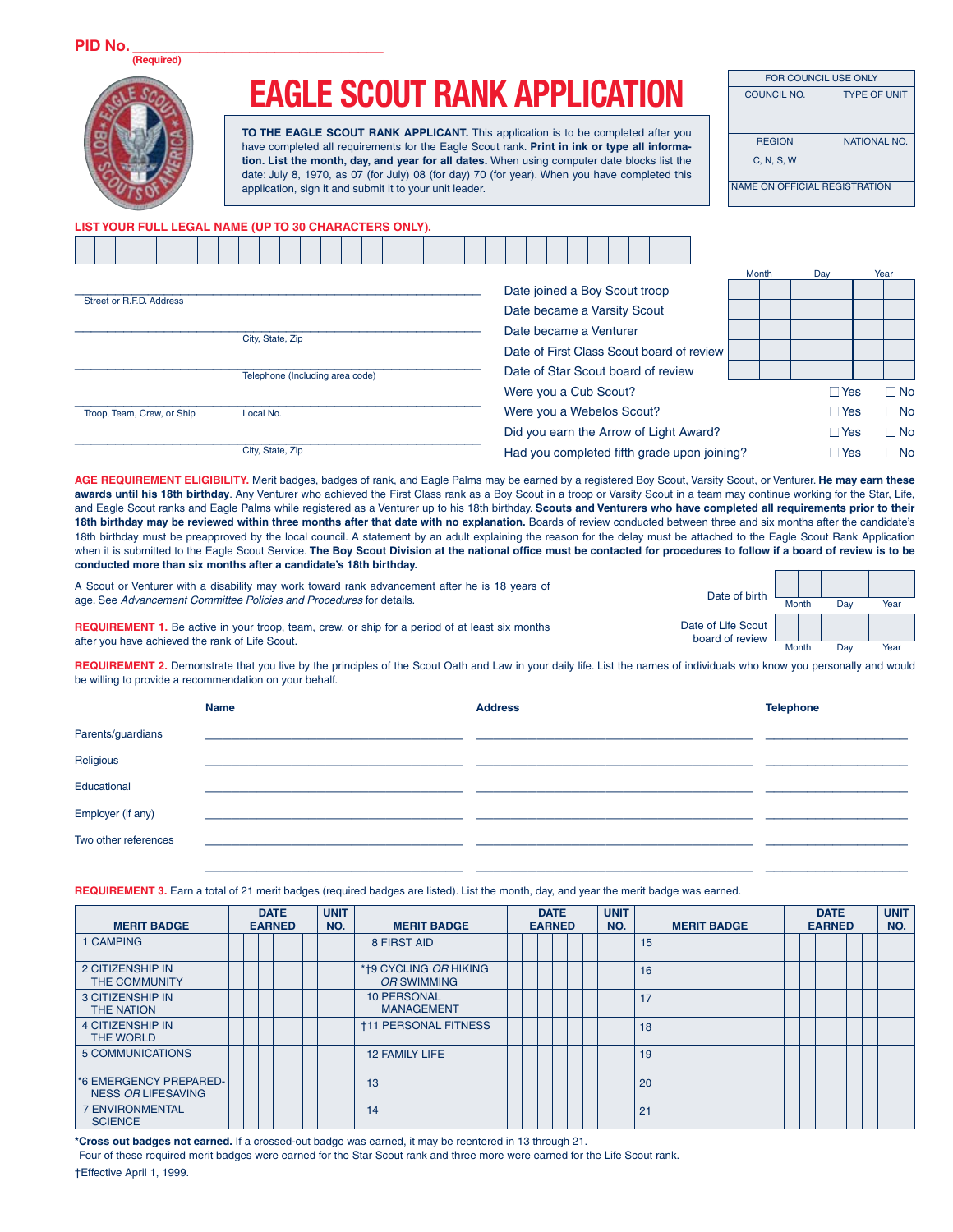PID No. ______________________________
(Required)

# EAGLE SCOUT RANK APPLICATION

**TO THE EAGLE SCOUT RANK APPLICANT.** This application is to be completed after you have completed all requirements for the Eagle Scout rank. **Print in ink or type all information. List the month, day, and year for all dates.** When using computer date blocks list the date: July 8, 1970, as 07 (for July) 08 (for day) 70 (for year). When you have completed this application, sign it and submit it to your unit leader.

| FOR COUNCIL USE ONLY | |
|---|---|
| COUNCIL NO. | TYPE OF UNIT |
| REGION C, N, S, W | NATIONAL NO. |
| NAME ON OFFICIAL REGISTRATION | |

**LIST YOUR FULL LEGAL NAME (UP TO 30 CHARACTERS ONLY).**

| | | | | | | | | | | | | | | | | | | | | | | | | | | | | | |
|---|---|---|---|---|---|---|---|---|---|---|---|---|---|---|---|---|---|---|---|---|---|---|---|---|---|---|---|---|---|

______________________________ Street or R.F.D. Address

______________________________ City, State, Zip

______________________________ Telephone (Including area code)

______________________________ Troop, Team, Crew, or Ship Local No.

______________________________ City, State, Zip

| | Month | Day | Year |
|---|---|---|---|
| Date joined a Boy Scout troop | | | |
| Date became a Varsity Scout | | | |
| Date became a Venturer | | | |
| Date of First Class Scout board of review | | | |
| Date of Star Scout board of review | | | |

| | | |
|---|---|---|
| Were you a Cub Scout? | ☐ Yes | ☐ No |
| Were you a Webelos Scout? | ☐ Yes | ☐ No |
| Did you earn the Arrow of Light Award? | ☐ Yes | ☐ No |
| Had you completed fifth grade upon joining? | ☐ Yes | ☐ No |

**AGE REQUIREMENT ELIGIBILITY.** Merit badges, badges of rank, and Eagle Palms may be earned by a registered Boy Scout, Varsity Scout, or Venturer. **He may earn these awards until his 18th birthday**. Any Venturer who achieved the First Class rank as a Boy Scout in a troop or Varsity Scout in a team may continue working for the Star, Life, and Eagle Scout ranks and Eagle Palms while registered as a Venturer up to his 18th birthday. **Scouts and Venturers who have completed all requirements prior to their 18th birthday may be reviewed within three months after that date with no explanation.** Boards of review conducted between three and six months after the candidate's 18th birthday must be preapproved by the local council. A statement by an adult explaining the reason for the delay must be attached to the Eagle Scout Rank Application when it is submitted to the Eagle Scout Service. **The Boy Scout Division at the national office must be contacted for procedures to follow if a board of review is to be conducted more than six months after a candidate's 18th birthday.**

A Scout or Venturer with a disability may work toward rank advancement after he is 18 years of age. See *Advancement Committee Policies and Procedures* for details.

**REQUIREMENT 1.** Be active in your troop, team, crew, or ship for a period of at least six months after you have achieved the rank of Life Scout.

| | Month | Day | Year |
|---|---|---|---|
| Date of birth | | | |
| Date of Life Scout board of review | | | |

**REQUIREMENT 2.** Demonstrate that you live by the principles of the Scout Oath and Law in your daily life. List the names of individuals who know you personally and would be willing to provide a recommendation on your behalf.

| | Name | Address | Telephone |
|---|---|---|---|
| Parents/guardians | | | |
| Religious | | | |
| Educational | | | |
| Employer (if any) | | | |
| Two other references | | | |
| | | | |

**REQUIREMENT 3.** Earn a total of 21 merit badges (required badges are listed). List the month, day, and year the merit badge was earned.

| MERIT BADGE | DATE EARNED | UNIT NO. | MERIT BADGE | DATE EARNED | UNIT NO. | MERIT BADGE | DATE EARNED | UNIT NO. |
|---|---|---|---|---|---|---|---|---|
| 1 CAMPING | | | 8 FIRST AID | | | 15 | | |
| 2 CITIZENSHIP IN THE COMMUNITY | | | *†9 CYCLING *OR* HIKING *OR* SWIMMING | | | 16 | | |
| 3 CITIZENSHIP IN THE NATION | | | 10 PERSONAL MANAGEMENT | | | 17 | | |
| 4 CITIZENSHIP IN THE WORLD | | | †11 PERSONAL FITNESS | | | 18 | | |
| 5 COMMUNICATIONS | | | 12 FAMILY LIFE | | | 19 | | |
| *6 EMERGENCY PREPAREDNESS *OR* LIFESAVING | | | 13 | | | 20 | | |
| 7 ENVIRONMENTAL SCIENCE | | | 14 | | | 21 | | |

***Cross out badges not earned.** If a crossed-out badge was earned, it may be reentered in 13 through 21.
Four of these required merit badges were earned for the Star Scout rank and three more were earned for the Life Scout rank.

†Effective April 1, 1999.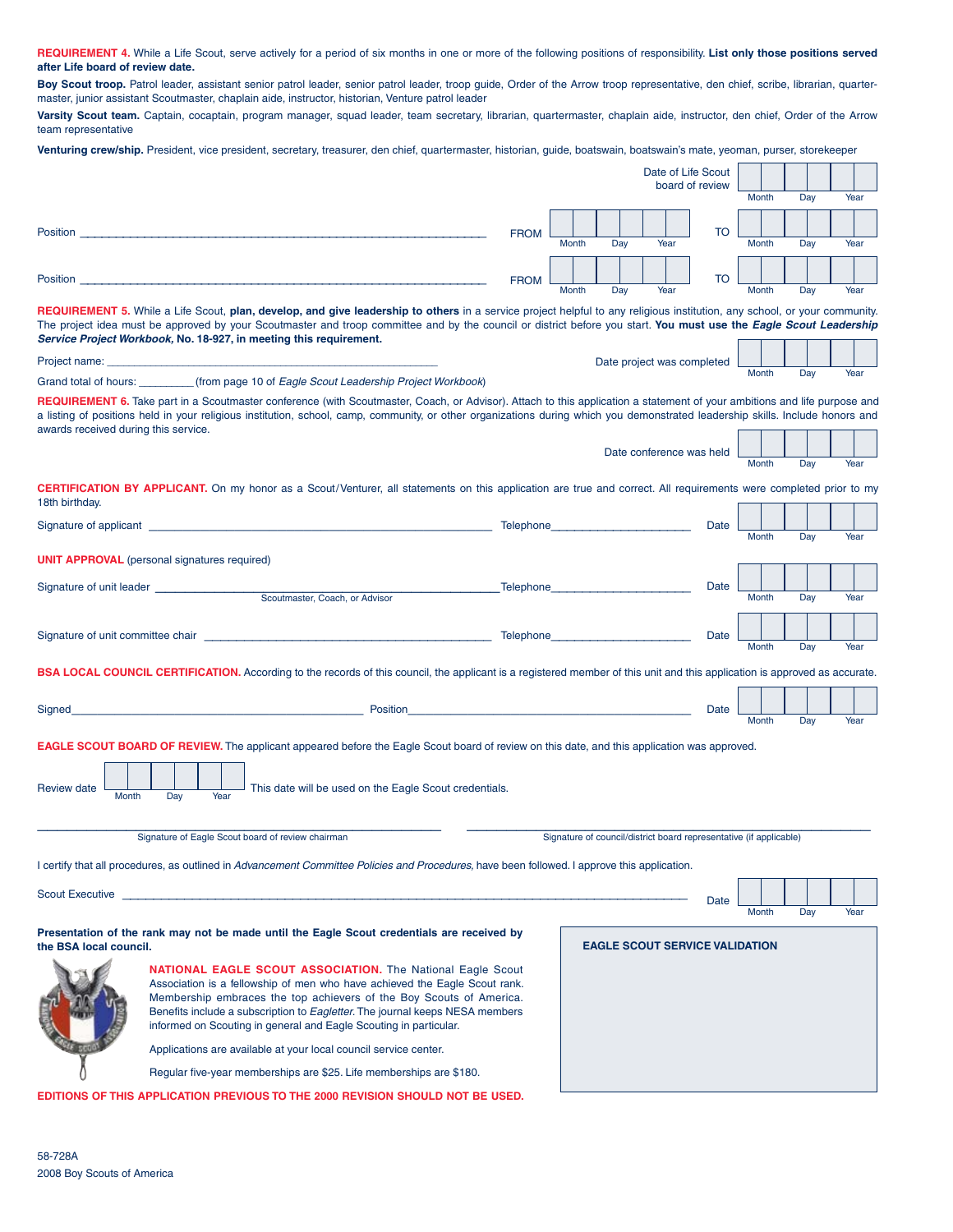**REQUIREMENT 4.** While a Life Scout, serve actively for a period of six months in one or more of the following positions of responsibility. **List only those positions served after Life board of review date.**

**Boy Scout troop.** Patrol leader, assistant senior patrol leader, senior patrol leader, troop guide, Order of the Arrow troop representative, den chief, scribe, librarian, quartermaster, junior assistant Scoutmaster, chaplain aide, instructor, historian, Venture patrol leader

**Varsity Scout team.** Captain, cocaptain, program manager, squad leader, team secretary, librarian, quartermaster, chaplain aide, instructor, den chief, Order of the Arrow team representative

**Venturing crew/ship.** President, vice president, secretary, treasurer, den chief, quartermaster, historian, guide, boatswain, boatswain's mate, yeoman, purser, storekeeper

Date of Life Scout board of review ______ Month Day Year

Position ____________________ FROM ______ Month Day Year TO ______ Month Day Year

Position ____________________ FROM ______ Month Day Year TO ______ Month Day Year

**REQUIREMENT 5.** While a Life Scout, **plan, develop, and give leadership to others** in a service project helpful to any religious institution, any school, or your community. The project idea must be approved by your Scoutmaster and troop committee and by the council or district before you start. **You must use the *Eagle Scout Leadership Service Project Workbook*, No. 18-927, in meeting this requirement.**

Project name: ____________________ Date project was completed ______ Month Day Year

Grand total of hours: _________ (from page 10 of *Eagle Scout Leadership Project Workbook*)

**REQUIREMENT 6.** Take part in a Scoutmaster conference (with Scoutmaster, Coach, or Advisor). Attach to this application a statement of your ambitions and life purpose and a listing of positions held in your religious institution, school, camp, community, or other organizations during which you demonstrated leadership skills. Include honors and awards received during this service.

Date conference was held ______ Month Day Year

**CERTIFICATION BY APPLICANT.** On my honor as a Scout/Venturer, all statements on this application are true and correct. All requirements were completed prior to my 18th birthday.

Signature of applicant ____________________ Telephone ____________ Date ______ Month Day Year

**UNIT APPROVAL** (personal signatures required)

Signature of unit leader ____________________ Telephone ____________ Date ______ Month Day Year
Scoutmaster, Coach, or Advisor

Signature of unit committee chair ____________________ Telephone ____________ Date ______ Month Day Year

**BSA LOCAL COUNCIL CERTIFICATION.** According to the records of this council, the applicant is a registered member of this unit and this application is approved as accurate.

Signed ____________________ Position ____________________ Date ______ Month Day Year

**EAGLE SCOUT BOARD OF REVIEW.** The applicant appeared before the Eagle Scout board of review on this date, and this application was approved.

Review date ______ Month Day Year This date will be used on the Eagle Scout credentials.

____________________
Signature of Eagle Scout board of review chairman

____________________
Signature of council/district board representative (if applicable)

I certify that all procedures, as outlined in *Advancement Committee Policies and Procedures,* have been followed. I approve this application.

Scout Executive ____________________ Date ______ Month Day Year

**Presentation of the rank may not be made until the Eagle Scout credentials are received by the BSA local council.**

**NATIONAL EAGLE SCOUT ASSOCIATION.** The National Eagle Scout Association is a fellowship of men who have achieved the Eagle Scout rank. Membership embraces the top achievers of the Boy Scouts of America. Benefits include a subscription to *Eagletter.* The journal keeps NESA members informed on Scouting in general and Eagle Scouting in particular.

Applications are available at your local council service center.

Regular five-year memberships are $25. Life memberships are $180.

**EAGLE SCOUT SERVICE VALIDATION**

**EDITIONS OF THIS APPLICATION PREVIOUS TO THE 2000 REVISION SHOULD NOT BE USED.**

58-728A
2008 Boy Scouts of America